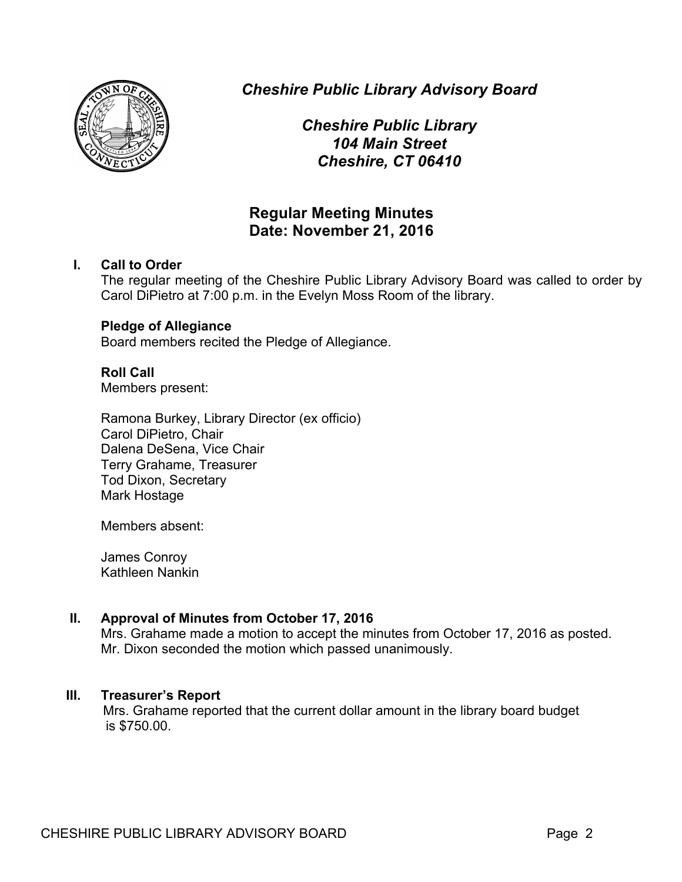*Cheshire Public Library Advisory Board*

*Cheshire Public Library*
*104 Main Street*
*Cheshire, CT 06410*

## Regular Meeting Minutes
## Date: November 21, 2016

**I. Call to Order**

The regular meeting of the Cheshire Public Library Advisory Board was called to order by Carol DiPietro at 7:00 p.m. in the Evelyn Moss Room of the library.

**Pledge of Allegiance**

Board members recited the Pledge of Allegiance.

**Roll Call**

Members present:

Ramona Burkey, Library Director (ex officio)
Carol DiPietro, Chair
Dalena DeSena, Vice Chair
Terry Grahame, Treasurer
Tod Dixon, Secretary
Mark Hostage

Members absent:

James Conroy
Kathleen Nankin

**II. Approval of Minutes from October 17, 2016**

Mrs. Grahame made a motion to accept the minutes from October 17, 2016 as posted. Mr. Dixon seconded the motion which passed unanimously.

**III. Treasurer's Report**

Mrs. Grahame reported that the current dollar amount in the library board budget is $750.00.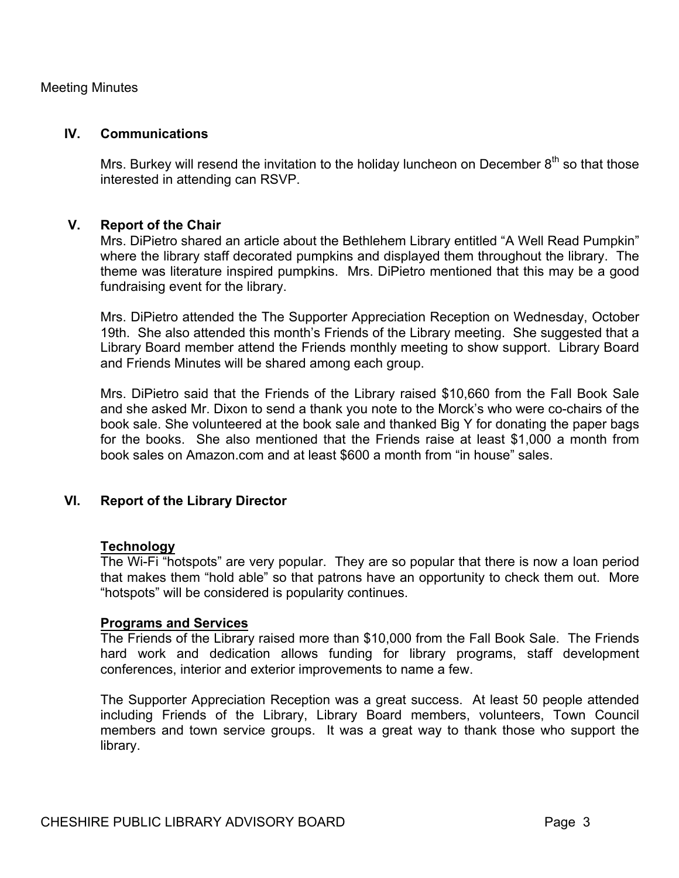Meeting Minutes

## IV. Communications

Mrs. Burkey will resend the invitation to the holiday luncheon on December 8th so that those interested in attending can RSVP.

## V. Report of the Chair

Mrs. DiPietro shared an article about the Bethlehem Library entitled “A Well Read Pumpkin” where the library staff decorated pumpkins and displayed them throughout the library. The theme was literature inspired pumpkins. Mrs. DiPietro mentioned that this may be a good fundraising event for the library.

Mrs. DiPietro attended the The Supporter Appreciation Reception on Wednesday, October 19th. She also attended this month’s Friends of the Library meeting. She suggested that a Library Board member attend the Friends monthly meeting to show support. Library Board and Friends Minutes will be shared among each group.

Mrs. DiPietro said that the Friends of the Library raised $10,660 from the Fall Book Sale and she asked Mr. Dixon to send a thank you note to the Morck’s who were co-chairs of the book sale. She volunteered at the book sale and thanked Big Y for donating the paper bags for the books. She also mentioned that the Friends raise at least $1,000 a month from book sales on Amazon.com and at least $600 a month from “in house” sales.

## VI. Report of the Library Director

### Technology

The Wi-Fi “hotspots” are very popular. They are so popular that there is now a loan period that makes them “hold able” so that patrons have an opportunity to check them out. More “hotspots” will be considered is popularity continues.

### Programs and Services

The Friends of the Library raised more than $10,000 from the Fall Book Sale. The Friends hard work and dedication allows funding for library programs, staff development conferences, interior and exterior improvements to name a few.

The Supporter Appreciation Reception was a great success. At least 50 people attended including Friends of the Library, Library Board members, volunteers, Town Council members and town service groups. It was a great way to thank those who support the library.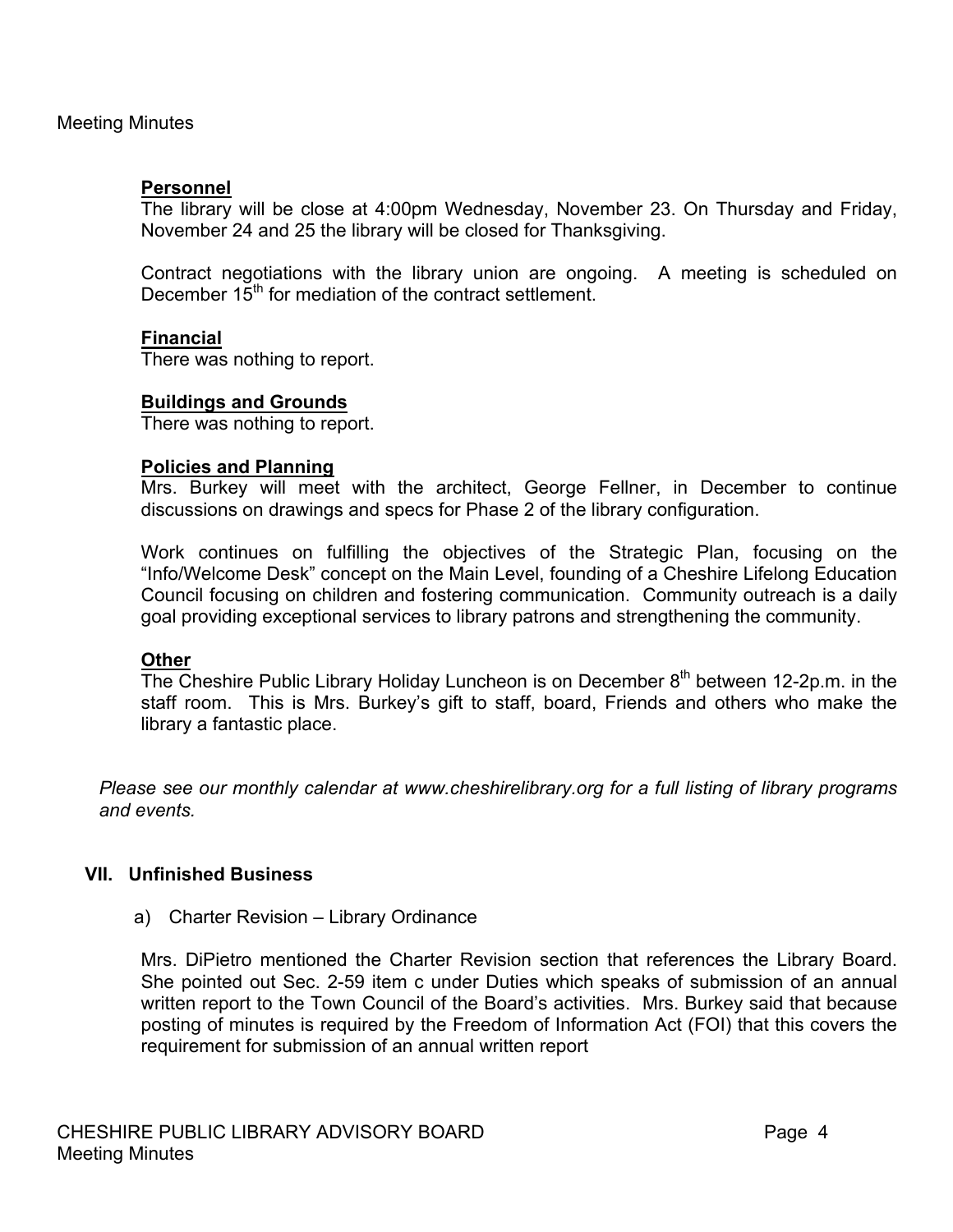### Personnel

The library will be close at 4:00pm Wednesday, November 23. On Thursday and Friday, November 24 and 25 the library will be closed for Thanksgiving.

Contract negotiations with the library union are ongoing. A meeting is scheduled on December 15th for mediation of the contract settlement.

### Financial

There was nothing to report.

### Buildings and Grounds

There was nothing to report.

### Policies and Planning

Mrs. Burkey will meet with the architect, George Fellner, in December to continue discussions on drawings and specs for Phase 2 of the library configuration.

Work continues on fulfilling the objectives of the Strategic Plan, focusing on the "Info/Welcome Desk" concept on the Main Level, founding of a Cheshire Lifelong Education Council focusing on children and fostering communication. Community outreach is a daily goal providing exceptional services to library patrons and strengthening the community.

### Other

The Cheshire Public Library Holiday Luncheon is on December 8th between 12-2p.m. in the staff room. This is Mrs. Burkey's gift to staff, board, Friends and others who make the library a fantastic place.

*Please see our monthly calendar at www.cheshirelibrary.org for a full listing of library programs and events.*

## VII. Unfinished Business

a) Charter Revision – Library Ordinance

Mrs. DiPietro mentioned the Charter Revision section that references the Library Board. She pointed out Sec. 2-59 item c under Duties which speaks of submission of an annual written report to the Town Council of the Board's activities. Mrs. Burkey said that because posting of minutes is required by the Freedom of Information Act (FOI) that this covers the requirement for submission of an annual written report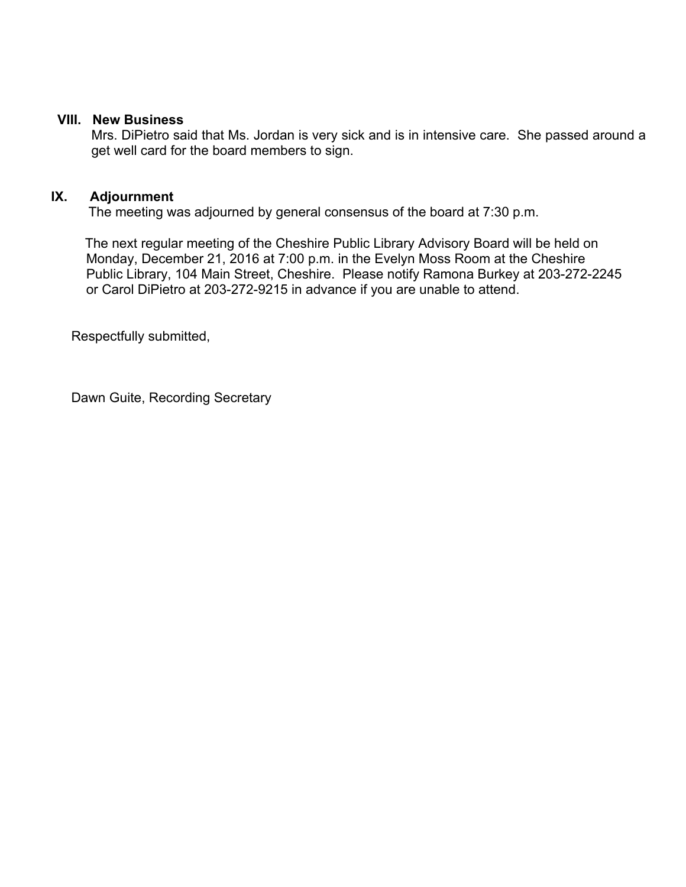## VIII. New Business

Mrs. DiPietro said that Ms. Jordan is very sick and is in intensive care. She passed around a get well card for the board members to sign.

## IX. Adjournment

The meeting was adjourned by general consensus of the board at 7:30 p.m.

The next regular meeting of the Cheshire Public Library Advisory Board will be held on Monday, December 21, 2016 at 7:00 p.m. in the Evelyn Moss Room at the Cheshire Public Library, 104 Main Street, Cheshire. Please notify Ramona Burkey at 203-272-2245 or Carol DiPietro at 203-272-9215 in advance if you are unable to attend.

Respectfully submitted,

Dawn Guite, Recording Secretary